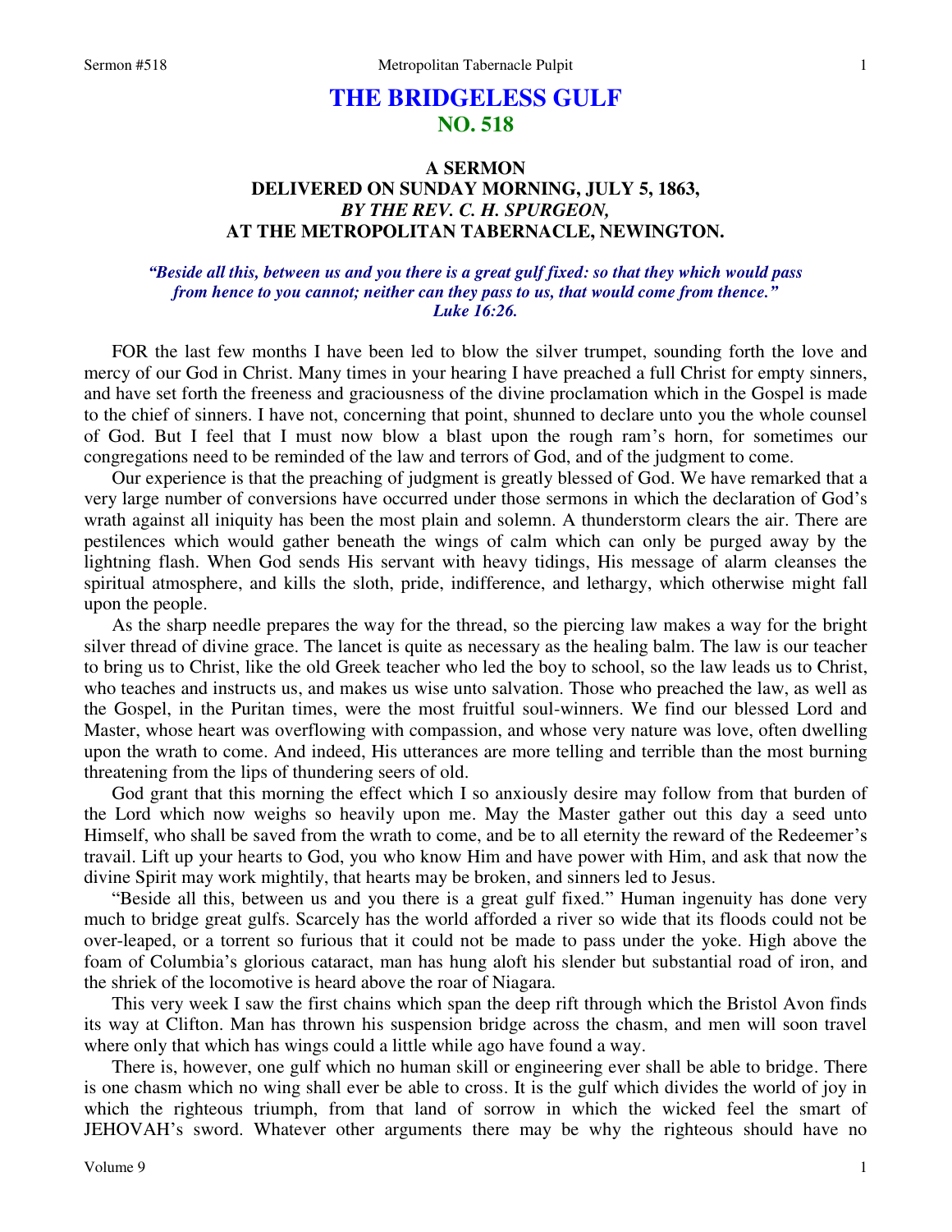# THE BRIDGELESS GULF
## NO. 518

### A SERMON
### DELIVERED ON SUNDAY MORNING, JULY 5, 1863,
### *BY THE REV. C. H. SPURGEON,*
### AT THE METROPOLITAN TABERNACLE, NEWINGTON.

***"Beside all this, between us and you there is a great gulf fixed: so that they which would pass from hence to you cannot; neither can they pass to us, that would come from thence." Luke 16:26.***

FOR the last few months I have been led to blow the silver trumpet, sounding forth the love and mercy of our God in Christ. Many times in your hearing I have preached a full Christ for empty sinners, and have set forth the freeness and graciousness of the divine proclamation which in the Gospel is made to the chief of sinners. I have not, concerning that point, shunned to declare unto you the whole counsel of God. But I feel that I must now blow a blast upon the rough ram's horn, for sometimes our congregations need to be reminded of the law and terrors of God, and of the judgment to come.

Our experience is that the preaching of judgment is greatly blessed of God. We have remarked that a very large number of conversions have occurred under those sermons in which the declaration of God's wrath against all iniquity has been the most plain and solemn. A thunderstorm clears the air. There are pestilences which would gather beneath the wings of calm which can only be purged away by the lightning flash. When God sends His servant with heavy tidings, His message of alarm cleanses the spiritual atmosphere, and kills the sloth, pride, indifference, and lethargy, which otherwise might fall upon the people.

As the sharp needle prepares the way for the thread, so the piercing law makes a way for the bright silver thread of divine grace. The lancet is quite as necessary as the healing balm. The law is our teacher to bring us to Christ, like the old Greek teacher who led the boy to school, so the law leads us to Christ, who teaches and instructs us, and makes us wise unto salvation. Those who preached the law, as well as the Gospel, in the Puritan times, were the most fruitful soul-winners. We find our blessed Lord and Master, whose heart was overflowing with compassion, and whose very nature was love, often dwelling upon the wrath to come. And indeed, His utterances are more telling and terrible than the most burning threatening from the lips of thundering seers of old.

God grant that this morning the effect which I so anxiously desire may follow from that burden of the Lord which now weighs so heavily upon me. May the Master gather out this day a seed unto Himself, who shall be saved from the wrath to come, and be to all eternity the reward of the Redeemer's travail. Lift up your hearts to God, you who know Him and have power with Him, and ask that now the divine Spirit may work mightily, that hearts may be broken, and sinners led to Jesus.

"Beside all this, between us and you there is a great gulf fixed." Human ingenuity has done very much to bridge great gulfs. Scarcely has the world afforded a river so wide that its floods could not be over-leaped, or a torrent so furious that it could not be made to pass under the yoke. High above the foam of Columbia's glorious cataract, man has hung aloft his slender but substantial road of iron, and the shriek of the locomotive is heard above the roar of Niagara.

This very week I saw the first chains which span the deep rift through which the Bristol Avon finds its way at Clifton. Man has thrown his suspension bridge across the chasm, and men will soon travel where only that which has wings could a little while ago have found a way.

There is, however, one gulf which no human skill or engineering ever shall be able to bridge. There is one chasm which no wing shall ever be able to cross. It is the gulf which divides the world of joy in which the righteous triumph, from that land of sorrow in which the wicked feel the smart of JEHOVAH's sword. Whatever other arguments there may be why the righteous should have no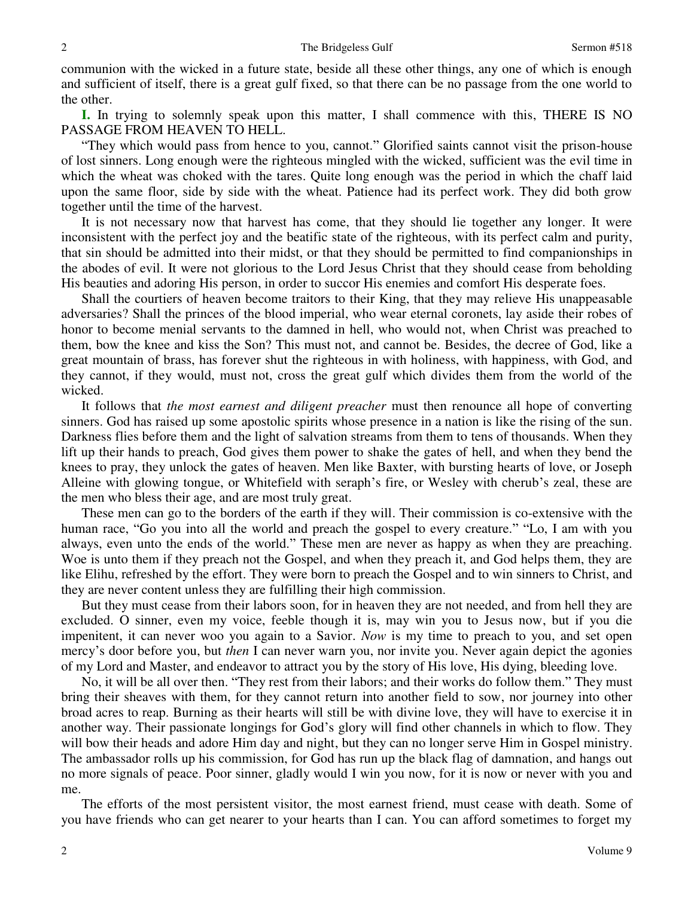communion with the wicked in a future state, beside all these other things, any one of which is enough and sufficient of itself, there is a great gulf fixed, so that there can be no passage from the one world to the other.

**I.** In trying to solemnly speak upon this matter, I shall commence with this, THERE IS NO PASSAGE FROM HEAVEN TO HELL.

"They which would pass from hence to you, cannot." Glorified saints cannot visit the prison-house of lost sinners. Long enough were the righteous mingled with the wicked, sufficient was the evil time in which the wheat was choked with the tares. Quite long enough was the period in which the chaff laid upon the same floor, side by side with the wheat. Patience had its perfect work. They did both grow together until the time of the harvest.

It is not necessary now that harvest has come, that they should lie together any longer. It were inconsistent with the perfect joy and the beatific state of the righteous, with its perfect calm and purity, that sin should be admitted into their midst, or that they should be permitted to find companionships in the abodes of evil. It were not glorious to the Lord Jesus Christ that they should cease from beholding His beauties and adoring His person, in order to succor His enemies and comfort His desperate foes.

Shall the courtiers of heaven become traitors to their King, that they may relieve His unappeasable adversaries? Shall the princes of the blood imperial, who wear eternal coronets, lay aside their robes of honor to become menial servants to the damned in hell, who would not, when Christ was preached to them, bow the knee and kiss the Son? This must not, and cannot be. Besides, the decree of God, like a great mountain of brass, has forever shut the righteous in with holiness, with happiness, with God, and they cannot, if they would, must not, cross the great gulf which divides them from the world of the wicked.

It follows that *the most earnest and diligent preacher* must then renounce all hope of converting sinners. God has raised up some apostolic spirits whose presence in a nation is like the rising of the sun. Darkness flies before them and the light of salvation streams from them to tens of thousands. When they lift up their hands to preach, God gives them power to shake the gates of hell, and when they bend the knees to pray, they unlock the gates of heaven. Men like Baxter, with bursting hearts of love, or Joseph Alleine with glowing tongue, or Whitefield with seraph's fire, or Wesley with cherub's zeal, these are the men who bless their age, and are most truly great.

These men can go to the borders of the earth if they will. Their commission is co-extensive with the human race, "Go you into all the world and preach the gospel to every creature." "Lo, I am with you always, even unto the ends of the world." These men are never as happy as when they are preaching. Woe is unto them if they preach not the Gospel, and when they preach it, and God helps them, they are like Elihu, refreshed by the effort. They were born to preach the Gospel and to win sinners to Christ, and they are never content unless they are fulfilling their high commission.

But they must cease from their labors soon, for in heaven they are not needed, and from hell they are excluded. O sinner, even my voice, feeble though it is, may win you to Jesus now, but if you die impenitent, it can never woo you again to a Savior. *Now* is my time to preach to you, and set open mercy's door before you, but *then* I can never warn you, nor invite you. Never again depict the agonies of my Lord and Master, and endeavor to attract you by the story of His love, His dying, bleeding love.

No, it will be all over then. "They rest from their labors; and their works do follow them." They must bring their sheaves with them, for they cannot return into another field to sow, nor journey into other broad acres to reap. Burning as their hearts will still be with divine love, they will have to exercise it in another way. Their passionate longings for God's glory will find other channels in which to flow. They will bow their heads and adore Him day and night, but they can no longer serve Him in Gospel ministry. The ambassador rolls up his commission, for God has run up the black flag of damnation, and hangs out no more signals of peace. Poor sinner, gladly would I win you now, for it is now or never with you and me.

The efforts of the most persistent visitor, the most earnest friend, must cease with death. Some of you have friends who can get nearer to your hearts than I can. You can afford sometimes to forget my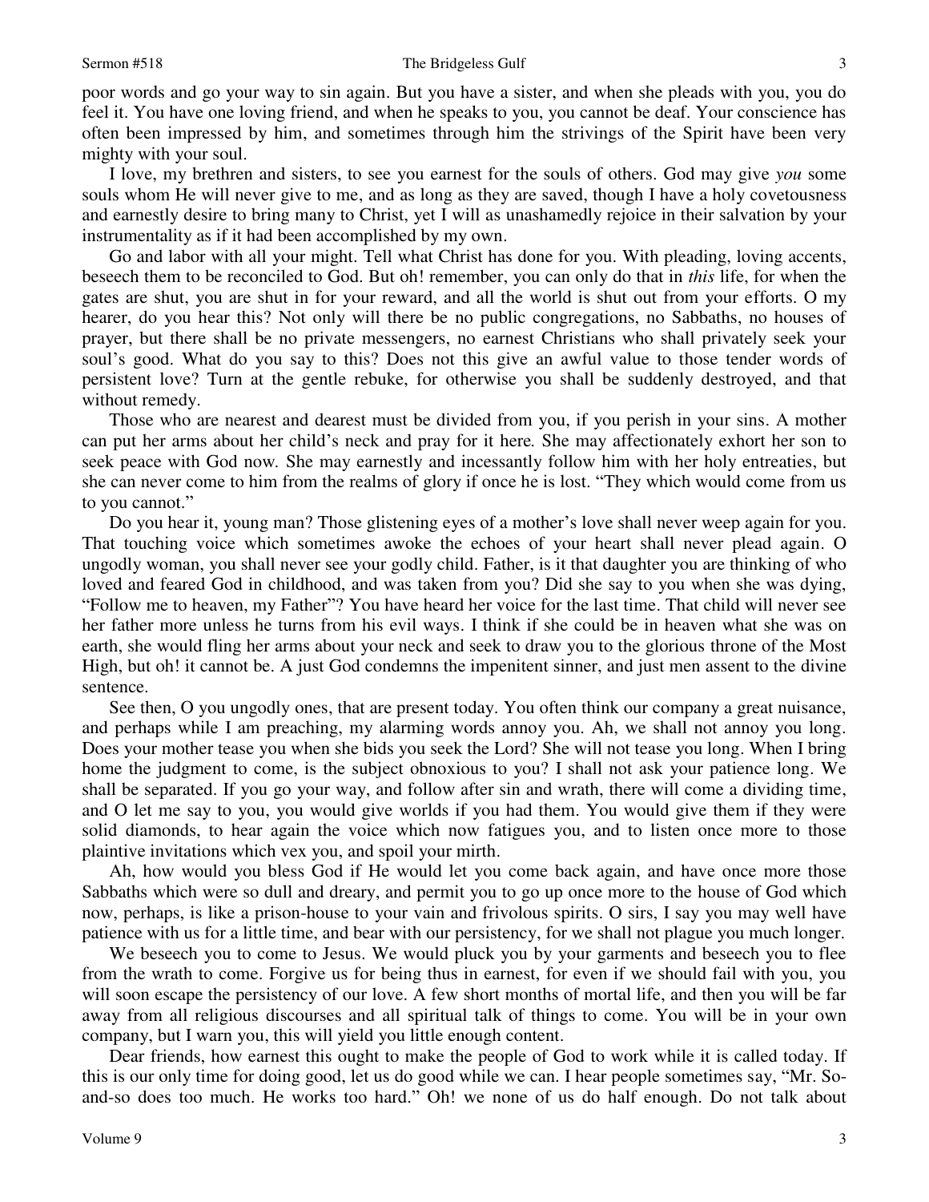poor words and go your way to sin again. But you have a sister, and when she pleads with you, you do feel it. You have one loving friend, and when he speaks to you, you cannot be deaf. Your conscience has often been impressed by him, and sometimes through him the strivings of the Spirit have been very mighty with your soul.

I love, my brethren and sisters, to see you earnest for the souls of others. God may give *you* some souls whom He will never give to me, and as long as they are saved, though I have a holy covetousness and earnestly desire to bring many to Christ, yet I will as unashamedly rejoice in their salvation by your instrumentality as if it had been accomplished by my own.

Go and labor with all your might. Tell what Christ has done for you. With pleading, loving accents, beseech them to be reconciled to God. But oh! remember, you can only do that in *this* life, for when the gates are shut, you are shut in for your reward, and all the world is shut out from your efforts. O my hearer, do you hear this? Not only will there be no public congregations, no Sabbaths, no houses of prayer, but there shall be no private messengers, no earnest Christians who shall privately seek your soul's good. What do you say to this? Does not this give an awful value to those tender words of persistent love? Turn at the gentle rebuke, for otherwise you shall be suddenly destroyed, and that without remedy.

Those who are nearest and dearest must be divided from you, if you perish in your sins. A mother can put her arms about her child's neck and pray for it here*.* She may affectionately exhort her son to seek peace with God now. She may earnestly and incessantly follow him with her holy entreaties, but she can never come to him from the realms of glory if once he is lost. "They which would come from us to you cannot."

Do you hear it, young man? Those glistening eyes of a mother's love shall never weep again for you. That touching voice which sometimes awoke the echoes of your heart shall never plead again. O ungodly woman, you shall never see your godly child. Father, is it that daughter you are thinking of who loved and feared God in childhood, and was taken from you? Did she say to you when she was dying, "Follow me to heaven, my Father"? You have heard her voice for the last time. That child will never see her father more unless he turns from his evil ways. I think if she could be in heaven what she was on earth, she would fling her arms about your neck and seek to draw you to the glorious throne of the Most High, but oh! it cannot be. A just God condemns the impenitent sinner, and just men assent to the divine sentence.

See then, O you ungodly ones, that are present today. You often think our company a great nuisance, and perhaps while I am preaching, my alarming words annoy you. Ah, we shall not annoy you long. Does your mother tease you when she bids you seek the Lord? She will not tease you long. When I bring home the judgment to come, is the subject obnoxious to you? I shall not ask your patience long. We shall be separated. If you go your way, and follow after sin and wrath, there will come a dividing time, and O let me say to you, you would give worlds if you had them. You would give them if they were solid diamonds, to hear again the voice which now fatigues you, and to listen once more to those plaintive invitations which vex you, and spoil your mirth.

Ah, how would you bless God if He would let you come back again, and have once more those Sabbaths which were so dull and dreary, and permit you to go up once more to the house of God which now, perhaps, is like a prison-house to your vain and frivolous spirits. O sirs, I say you may well have patience with us for a little time, and bear with our persistency, for we shall not plague you much longer.

We beseech you to come to Jesus. We would pluck you by your garments and beseech you to flee from the wrath to come. Forgive us for being thus in earnest, for even if we should fail with you, you will soon escape the persistency of our love. A few short months of mortal life, and then you will be far away from all religious discourses and all spiritual talk of things to come. You will be in your own company, but I warn you, this will yield you little enough content.

Dear friends, how earnest this ought to make the people of God to work while it is called today. If this is our only time for doing good, let us do good while we can. I hear people sometimes say, "Mr. So-and-so does too much. He works too hard." Oh! we none of us do half enough. Do not talk about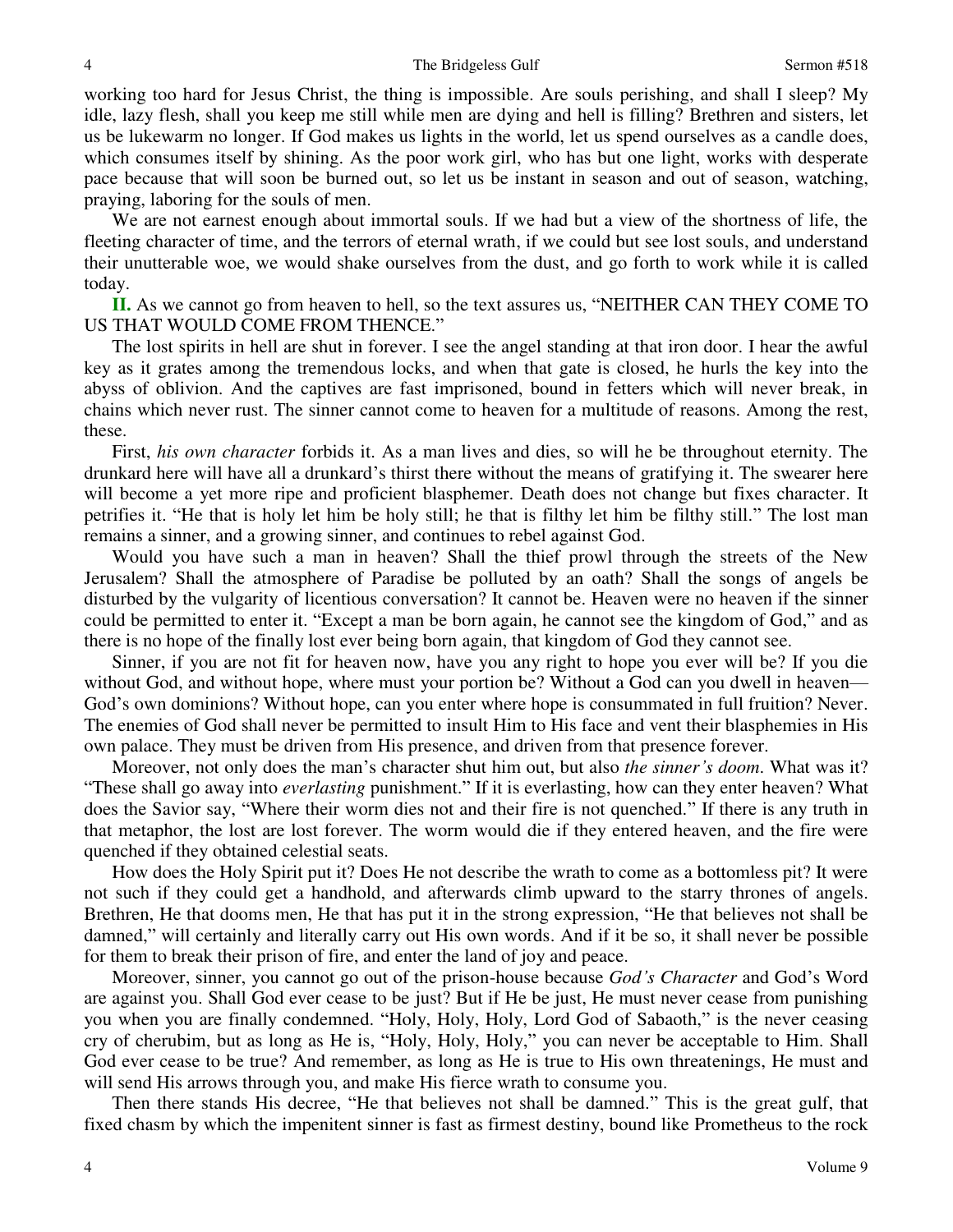working too hard for Jesus Christ, the thing is impossible. Are souls perishing, and shall I sleep? My idle, lazy flesh, shall you keep me still while men are dying and hell is filling? Brethren and sisters, let us be lukewarm no longer. If God makes us lights in the world, let us spend ourselves as a candle does, which consumes itself by shining. As the poor work girl, who has but one light, works with desperate pace because that will soon be burned out, so let us be instant in season and out of season, watching, praying, laboring for the souls of men.

We are not earnest enough about immortal souls. If we had but a view of the shortness of life, the fleeting character of time, and the terrors of eternal wrath, if we could but see lost souls, and understand their unutterable woe, we would shake ourselves from the dust, and go forth to work while it is called today.

**II.** As we cannot go from heaven to hell, so the text assures us, "NEITHER CAN THEY COME TO US THAT WOULD COME FROM THENCE."

The lost spirits in hell are shut in forever. I see the angel standing at that iron door. I hear the awful key as it grates among the tremendous locks, and when that gate is closed, he hurls the key into the abyss of oblivion. And the captives are fast imprisoned, bound in fetters which will never break, in chains which never rust. The sinner cannot come to heaven for a multitude of reasons. Among the rest, these.

First, *his own character* forbids it. As a man lives and dies, so will he be throughout eternity. The drunkard here will have all a drunkard's thirst there without the means of gratifying it. The swearer here will become a yet more ripe and proficient blasphemer. Death does not change but fixes character. It petrifies it. "He that is holy let him be holy still; he that is filthy let him be filthy still." The lost man remains a sinner, and a growing sinner, and continues to rebel against God.

Would you have such a man in heaven? Shall the thief prowl through the streets of the New Jerusalem? Shall the atmosphere of Paradise be polluted by an oath? Shall the songs of angels be disturbed by the vulgarity of licentious conversation? It cannot be. Heaven were no heaven if the sinner could be permitted to enter it. "Except a man be born again, he cannot see the kingdom of God," and as there is no hope of the finally lost ever being born again, that kingdom of God they cannot see.

Sinner, if you are not fit for heaven now, have you any right to hope you ever will be? If you die without God, and without hope, where must your portion be? Without a God can you dwell in heaven—God's own dominions? Without hope, can you enter where hope is consummated in full fruition? Never. The enemies of God shall never be permitted to insult Him to His face and vent their blasphemies in His own palace. They must be driven from His presence, and driven from that presence forever.

Moreover, not only does the man's character shut him out, but also *the sinner's doom*. What was it? "These shall go away into *everlasting* punishment." If it is everlasting, how can they enter heaven? What does the Savior say, "Where their worm dies not and their fire is not quenched." If there is any truth in that metaphor, the lost are lost forever. The worm would die if they entered heaven, and the fire were quenched if they obtained celestial seats.

How does the Holy Spirit put it? Does He not describe the wrath to come as a bottomless pit? It were not such if they could get a handhold, and afterwards climb upward to the starry thrones of angels. Brethren, He that dooms men, He that has put it in the strong expression, "He that believes not shall be damned," will certainly and literally carry out His own words. And if it be so, it shall never be possible for them to break their prison of fire, and enter the land of joy and peace.

Moreover, sinner, you cannot go out of the prison-house because *God's Character* and God's Word are against you. Shall God ever cease to be just? But if He be just, He must never cease from punishing you when you are finally condemned. "Holy, Holy, Holy, Lord God of Sabaoth," is the never ceasing cry of cherubim, but as long as He is, "Holy, Holy, Holy," you can never be acceptable to Him. Shall God ever cease to be true? And remember, as long as He is true to His own threatenings, He must and will send His arrows through you, and make His fierce wrath to consume you.

Then there stands His decree, "He that believes not shall be damned." This is the great gulf, that fixed chasm by which the impenitent sinner is fast as firmest destiny, bound like Prometheus to the rock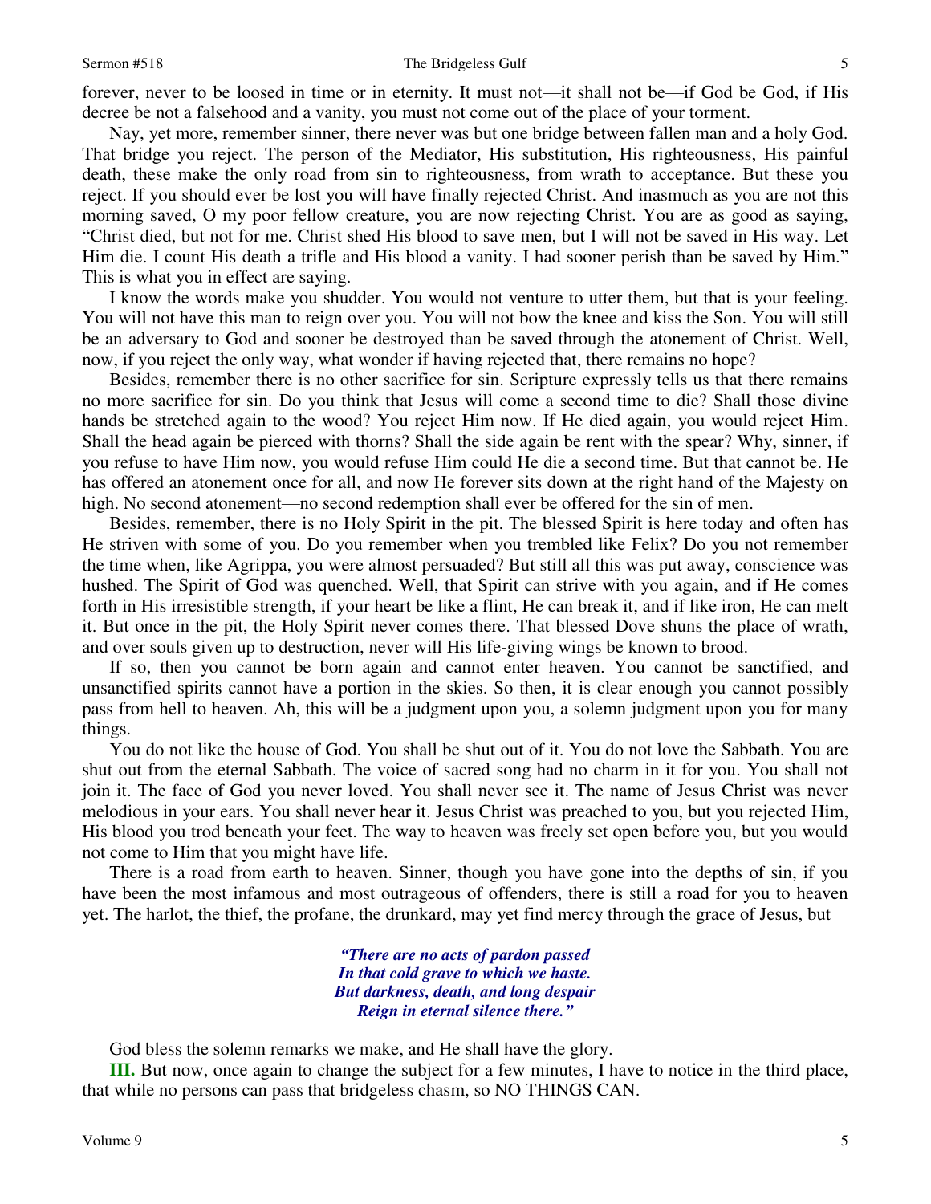forever, never to be loosed in time or in eternity. It must not—it shall not be—if God be God, if His decree be not a falsehood and a vanity, you must not come out of the place of your torment.

Nay, yet more, remember sinner, there never was but one bridge between fallen man and a holy God. That bridge you reject. The person of the Mediator, His substitution, His righteousness, His painful death, these make the only road from sin to righteousness, from wrath to acceptance. But these you reject. If you should ever be lost you will have finally rejected Christ. And inasmuch as you are not this morning saved, O my poor fellow creature, you are now rejecting Christ. You are as good as saying, "Christ died, but not for me. Christ shed His blood to save men, but I will not be saved in His way. Let Him die. I count His death a trifle and His blood a vanity. I had sooner perish than be saved by Him." This is what you in effect are saying.

I know the words make you shudder. You would not venture to utter them, but that is your feeling. You will not have this man to reign over you. You will not bow the knee and kiss the Son. You will still be an adversary to God and sooner be destroyed than be saved through the atonement of Christ. Well, now, if you reject the only way, what wonder if having rejected that, there remains no hope?

Besides, remember there is no other sacrifice for sin. Scripture expressly tells us that there remains no more sacrifice for sin. Do you think that Jesus will come a second time to die? Shall those divine hands be stretched again to the wood? You reject Him now. If He died again, you would reject Him. Shall the head again be pierced with thorns? Shall the side again be rent with the spear? Why, sinner, if you refuse to have Him now, you would refuse Him could He die a second time. But that cannot be. He has offered an atonement once for all, and now He forever sits down at the right hand of the Majesty on high. No second atonement—no second redemption shall ever be offered for the sin of men.

Besides, remember, there is no Holy Spirit in the pit. The blessed Spirit is here today and often has He striven with some of you. Do you remember when you trembled like Felix? Do you not remember the time when, like Agrippa, you were almost persuaded? But still all this was put away, conscience was hushed. The Spirit of God was quenched. Well, that Spirit can strive with you again, and if He comes forth in His irresistible strength, if your heart be like a flint, He can break it, and if like iron, He can melt it. But once in the pit, the Holy Spirit never comes there. That blessed Dove shuns the place of wrath, and over souls given up to destruction, never will His life-giving wings be known to brood.

If so, then you cannot be born again and cannot enter heaven. You cannot be sanctified, and unsanctified spirits cannot have a portion in the skies. So then, it is clear enough you cannot possibly pass from hell to heaven. Ah, this will be a judgment upon you, a solemn judgment upon you for many things.

You do not like the house of God. You shall be shut out of it. You do not love the Sabbath. You are shut out from the eternal Sabbath. The voice of sacred song had no charm in it for you. You shall not join it. The face of God you never loved. You shall never see it. The name of Jesus Christ was never melodious in your ears. You shall never hear it. Jesus Christ was preached to you, but you rejected Him, His blood you trod beneath your feet. The way to heaven was freely set open before you, but you would not come to Him that you might have life.

There is a road from earth to heaven. Sinner, though you have gone into the depths of sin, if you have been the most infamous and most outrageous of offenders, there is still a road for you to heaven yet. The harlot, the thief, the profane, the drunkard, may yet find mercy through the grace of Jesus, but

> ***"There are no acts of pardon passed***
> ***In that cold grave to which we haste.***
> ***But darkness, death, and long despair***
> ***Reign in eternal silence there."***

God bless the solemn remarks we make, and He shall have the glory.

**III.** But now, once again to change the subject for a few minutes, I have to notice in the third place, that while no persons can pass that bridgeless chasm, so NO THINGS CAN.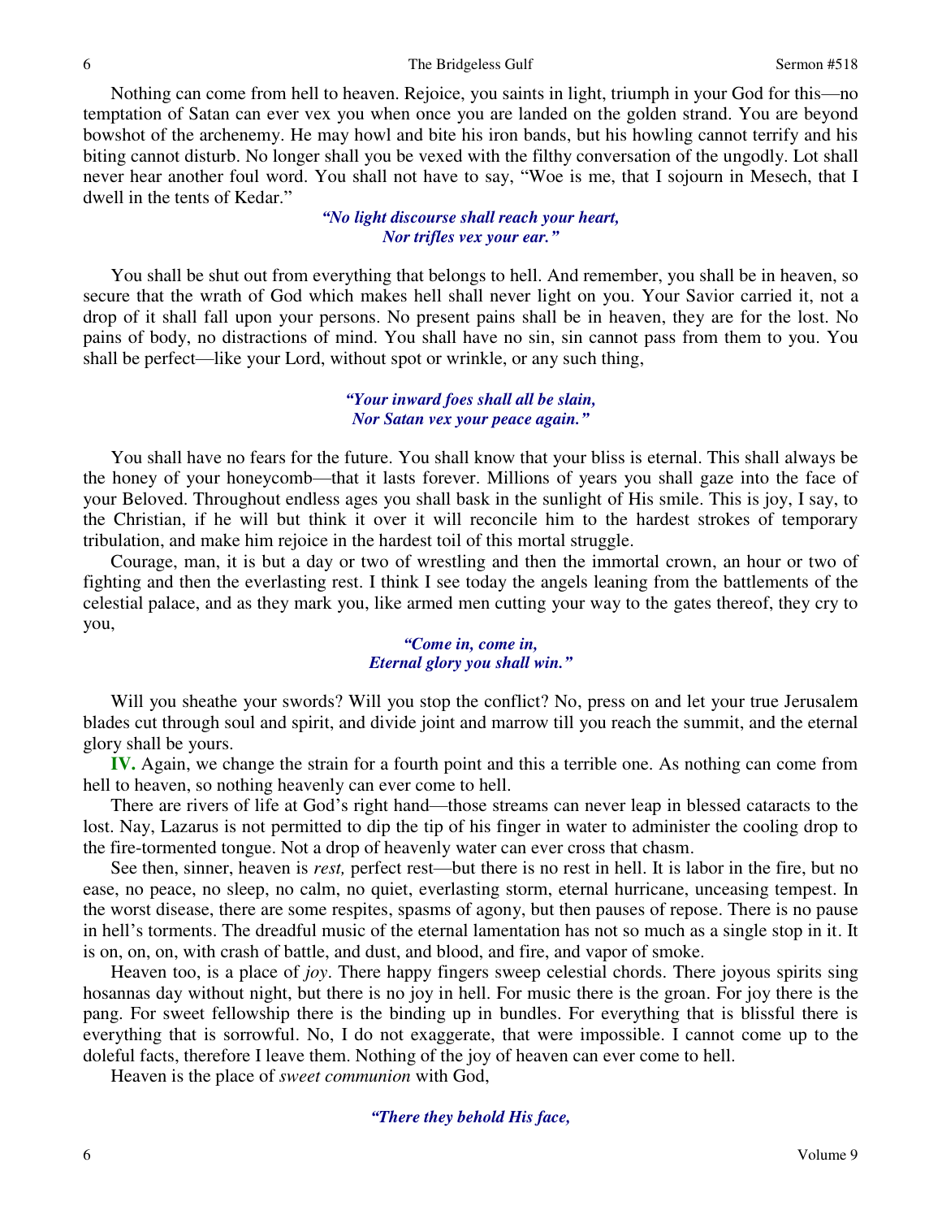Nothing can come from hell to heaven. Rejoice, you saints in light, triumph in your God for this—no temptation of Satan can ever vex you when once you are landed on the golden strand. You are beyond bowshot of the archenemy. He may howl and bite his iron bands, but his howling cannot terrify and his biting cannot disturb. No longer shall you be vexed with the filthy conversation of the ungodly. Lot shall never hear another foul word. You shall not have to say, "Woe is me, that I sojourn in Mesech, that I dwell in the tents of Kedar."

*"No light discourse shall reach your heart,*
*Nor trifles vex your ear."*

You shall be shut out from everything that belongs to hell. And remember, you shall be in heaven, so secure that the wrath of God which makes hell shall never light on you. Your Savior carried it, not a drop of it shall fall upon your persons. No present pains shall be in heaven, they are for the lost. No pains of body, no distractions of mind. You shall have no sin, sin cannot pass from them to you. You shall be perfect—like your Lord, without spot or wrinkle, or any such thing,

*"Your inward foes shall all be slain,*
*Nor Satan vex your peace again."*

You shall have no fears for the future. You shall know that your bliss is eternal. This shall always be the honey of your honeycomb—that it lasts forever. Millions of years you shall gaze into the face of your Beloved. Throughout endless ages you shall bask in the sunlight of His smile. This is joy, I say, to the Christian, if he will but think it over it will reconcile him to the hardest strokes of temporary tribulation, and make him rejoice in the hardest toil of this mortal struggle.

Courage, man, it is but a day or two of wrestling and then the immortal crown, an hour or two of fighting and then the everlasting rest. I think I see today the angels leaning from the battlements of the celestial palace, and as they mark you, like armed men cutting your way to the gates thereof, they cry to you,

*"Come in, come in,*
*Eternal glory you shall win."*

Will you sheathe your swords? Will you stop the conflict? No, press on and let your true Jerusalem blades cut through soul and spirit, and divide joint and marrow till you reach the summit, and the eternal glory shall be yours.

**IV.** Again, we change the strain for a fourth point and this a terrible one. As nothing can come from hell to heaven, so nothing heavenly can ever come to hell.

There are rivers of life at God's right hand—those streams can never leap in blessed cataracts to the lost. Nay, Lazarus is not permitted to dip the tip of his finger in water to administer the cooling drop to the fire-tormented tongue. Not a drop of heavenly water can ever cross that chasm.

See then, sinner, heaven is *rest,* perfect rest—but there is no rest in hell. It is labor in the fire, but no ease, no peace, no sleep, no calm, no quiet, everlasting storm, eternal hurricane, unceasing tempest. In the worst disease, there are some respites, spasms of agony, but then pauses of repose. There is no pause in hell's torments. The dreadful music of the eternal lamentation has not so much as a single stop in it. It is on, on, on, with crash of battle, and dust, and blood, and fire, and vapor of smoke.

Heaven too, is a place of *joy*. There happy fingers sweep celestial chords. There joyous spirits sing hosannas day without night, but there is no joy in hell. For music there is the groan. For joy there is the pang. For sweet fellowship there is the binding up in bundles. For everything that is blissful there is everything that is sorrowful. No, I do not exaggerate, that were impossible. I cannot come up to the doleful facts, therefore I leave them. Nothing of the joy of heaven can ever come to hell.

Heaven is the place of *sweet communion* with God,

*"There they behold His face,*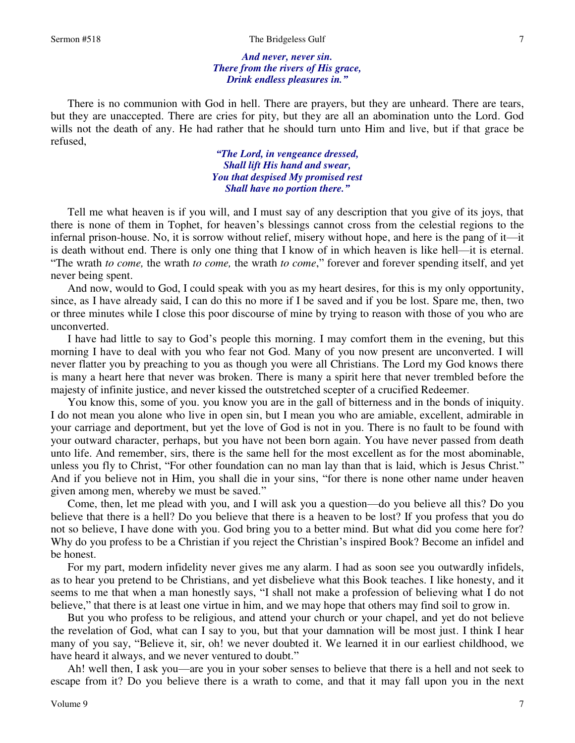*And never, never sin.*
*There from the rivers of His grace,*
*Drink endless pleasures in."*

There is no communion with God in hell. There are prayers, but they are unheard. There are tears, but they are unaccepted. There are cries for pity, but they are all an abomination unto the Lord. God wills not the death of any. He had rather that he should turn unto Him and live, but if that grace be refused,

*"The Lord, in vengeance dressed,*
*Shall lift His hand and swear,*
*You that despised My promised rest*
*Shall have no portion there."*

Tell me what heaven is if you will, and I must say of any description that you give of its joys, that there is none of them in Tophet, for heaven's blessings cannot cross from the celestial regions to the infernal prison-house. No, it is sorrow without relief, misery without hope, and here is the pang of it—it is death without end. There is only one thing that I know of in which heaven is like hell—it is eternal. "The wrath *to come,* the wrath *to come,* the wrath *to come*," forever and forever spending itself, and yet never being spent.

And now, would to God, I could speak with you as my heart desires, for this is my only opportunity, since, as I have already said, I can do this no more if I be saved and if you be lost. Spare me, then, two or three minutes while I close this poor discourse of mine by trying to reason with those of you who are unconverted.

I have had little to say to God's people this morning. I may comfort them in the evening, but this morning I have to deal with you who fear not God. Many of you now present are unconverted. I will never flatter you by preaching to you as though you were all Christians. The Lord my God knows there is many a heart here that never was broken. There is many a spirit here that never trembled before the majesty of infinite justice, and never kissed the outstretched scepter of a crucified Redeemer.

You know this, some of you. you know you are in the gall of bitterness and in the bonds of iniquity. I do not mean you alone who live in open sin, but I mean you who are amiable, excellent, admirable in your carriage and deportment, but yet the love of God is not in you. There is no fault to be found with your outward character, perhaps, but you have not been born again. You have never passed from death unto life. And remember, sirs, there is the same hell for the most excellent as for the most abominable, unless you fly to Christ, "For other foundation can no man lay than that is laid, which is Jesus Christ." And if you believe not in Him, you shall die in your sins, "for there is none other name under heaven given among men, whereby we must be saved."

Come, then, let me plead with you, and I will ask you a question—do you believe all this? Do you believe that there is a hell? Do you believe that there is a heaven to be lost? If you profess that you do not so believe, I have done with you. God bring you to a better mind. But what did you come here for? Why do you profess to be a Christian if you reject the Christian's inspired Book? Become an infidel and be honest.

For my part, modern infidelity never gives me any alarm. I had as soon see you outwardly infidels, as to hear you pretend to be Christians, and yet disbelieve what this Book teaches. I like honesty, and it seems to me that when a man honestly says, "I shall not make a profession of believing what I do not believe," that there is at least one virtue in him, and we may hope that others may find soil to grow in.

But you who profess to be religious, and attend your church or your chapel, and yet do not believe the revelation of God, what can I say to you, but that your damnation will be most just. I think I hear many of you say, "Believe it, sir, oh! we never doubted it. We learned it in our earliest childhood, we have heard it always, and we never ventured to doubt."

Ah! well then, I ask you—are you in your sober senses to believe that there is a hell and not seek to escape from it? Do you believe there is a wrath to come, and that it may fall upon you in the next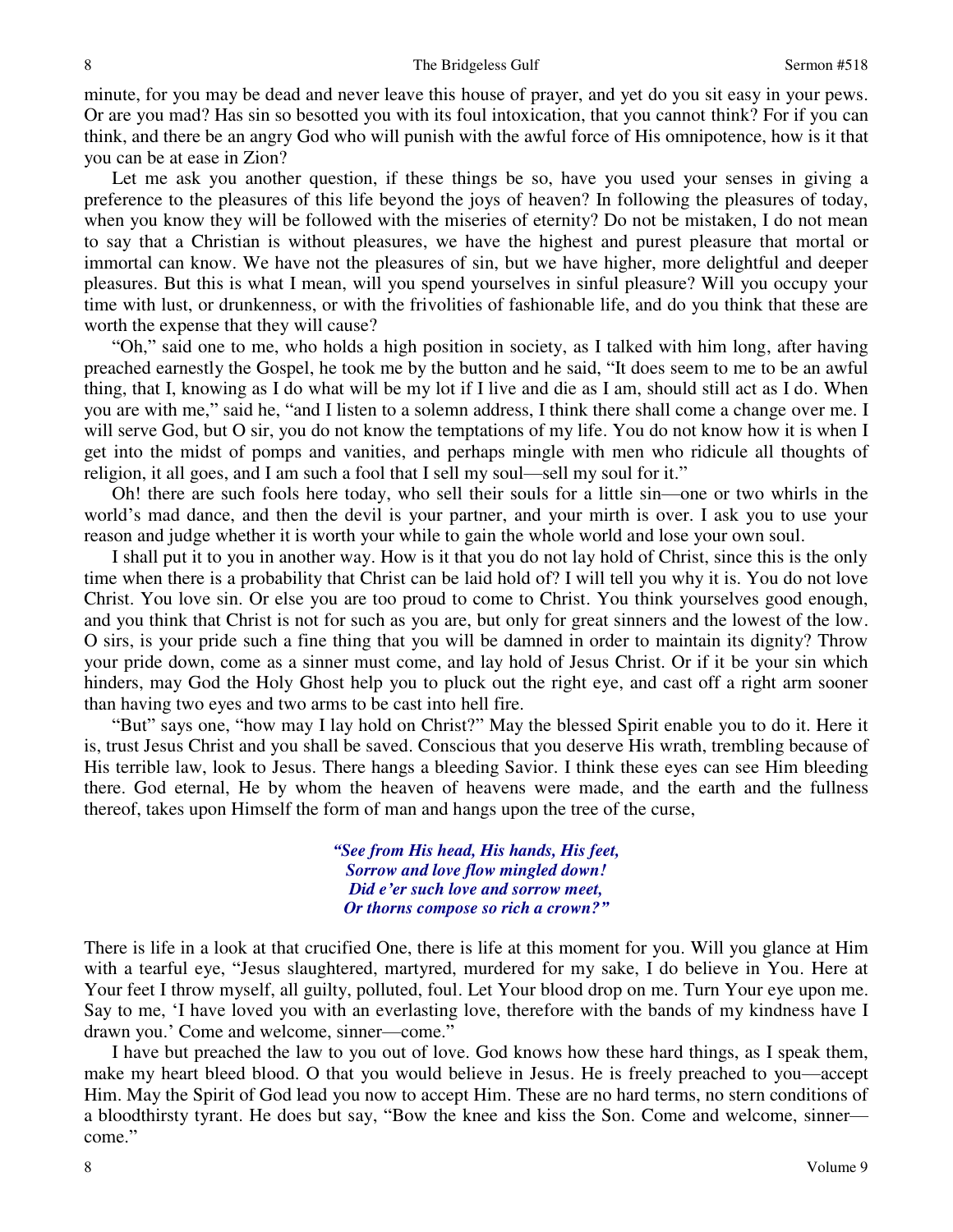minute, for you may be dead and never leave this house of prayer, and yet do you sit easy in your pews. Or are you mad? Has sin so besotted you with its foul intoxication, that you cannot think? For if you can think, and there be an angry God who will punish with the awful force of His omnipotence, how is it that you can be at ease in Zion?

Let me ask you another question, if these things be so, have you used your senses in giving a preference to the pleasures of this life beyond the joys of heaven? In following the pleasures of today, when you know they will be followed with the miseries of eternity? Do not be mistaken, I do not mean to say that a Christian is without pleasures, we have the highest and purest pleasure that mortal or immortal can know. We have not the pleasures of sin, but we have higher, more delightful and deeper pleasures. But this is what I mean, will you spend yourselves in sinful pleasure? Will you occupy your time with lust, or drunkenness, or with the frivolities of fashionable life, and do you think that these are worth the expense that they will cause?

"Oh," said one to me, who holds a high position in society, as I talked with him long, after having preached earnestly the Gospel, he took me by the button and he said, "It does seem to me to be an awful thing, that I, knowing as I do what will be my lot if I live and die as I am, should still act as I do. When you are with me," said he, "and I listen to a solemn address, I think there shall come a change over me. I will serve God, but O sir, you do not know the temptations of my life. You do not know how it is when I get into the midst of pomps and vanities, and perhaps mingle with men who ridicule all thoughts of religion, it all goes, and I am such a fool that I sell my soul—sell my soul for it."

Oh! there are such fools here today, who sell their souls for a little sin—one or two whirls in the world's mad dance, and then the devil is your partner, and your mirth is over. I ask you to use your reason and judge whether it is worth your while to gain the whole world and lose your own soul.

I shall put it to you in another way. How is it that you do not lay hold of Christ, since this is the only time when there is a probability that Christ can be laid hold of? I will tell you why it is. You do not love Christ. You love sin. Or else you are too proud to come to Christ. You think yourselves good enough, and you think that Christ is not for such as you are, but only for great sinners and the lowest of the low. O sirs, is your pride such a fine thing that you will be damned in order to maintain its dignity? Throw your pride down, come as a sinner must come, and lay hold of Jesus Christ. Or if it be your sin which hinders, may God the Holy Ghost help you to pluck out the right eye, and cast off a right arm sooner than having two eyes and two arms to be cast into hell fire.

"But" says one, "how may I lay hold on Christ?" May the blessed Spirit enable you to do it. Here it is, trust Jesus Christ and you shall be saved. Conscious that you deserve His wrath, trembling because of His terrible law, look to Jesus. There hangs a bleeding Savior. I think these eyes can see Him bleeding there. God eternal, He by whom the heaven of heavens were made, and the earth and the fullness thereof, takes upon Himself the form of man and hangs upon the tree of the curse,

> ***"See from His head, His hands, His feet,***
> ***Sorrow and love flow mingled down!***
> ***Did e'er such love and sorrow meet,***
> ***Or thorns compose so rich a crown?"***

There is life in a look at that crucified One, there is life at this moment for you. Will you glance at Him with a tearful eye, "Jesus slaughtered, martyred, murdered for my sake, I do believe in You. Here at Your feet I throw myself, all guilty, polluted, foul. Let Your blood drop on me. Turn Your eye upon me. Say to me, 'I have loved you with an everlasting love, therefore with the bands of my kindness have I drawn you.' Come and welcome, sinner—come."

I have but preached the law to you out of love. God knows how these hard things, as I speak them, make my heart bleed blood. O that you would believe in Jesus. He is freely preached to you—accept Him. May the Spirit of God lead you now to accept Him. These are no hard terms, no stern conditions of a bloodthirsty tyrant. He does but say, "Bow the knee and kiss the Son. Come and welcome, sinner—come."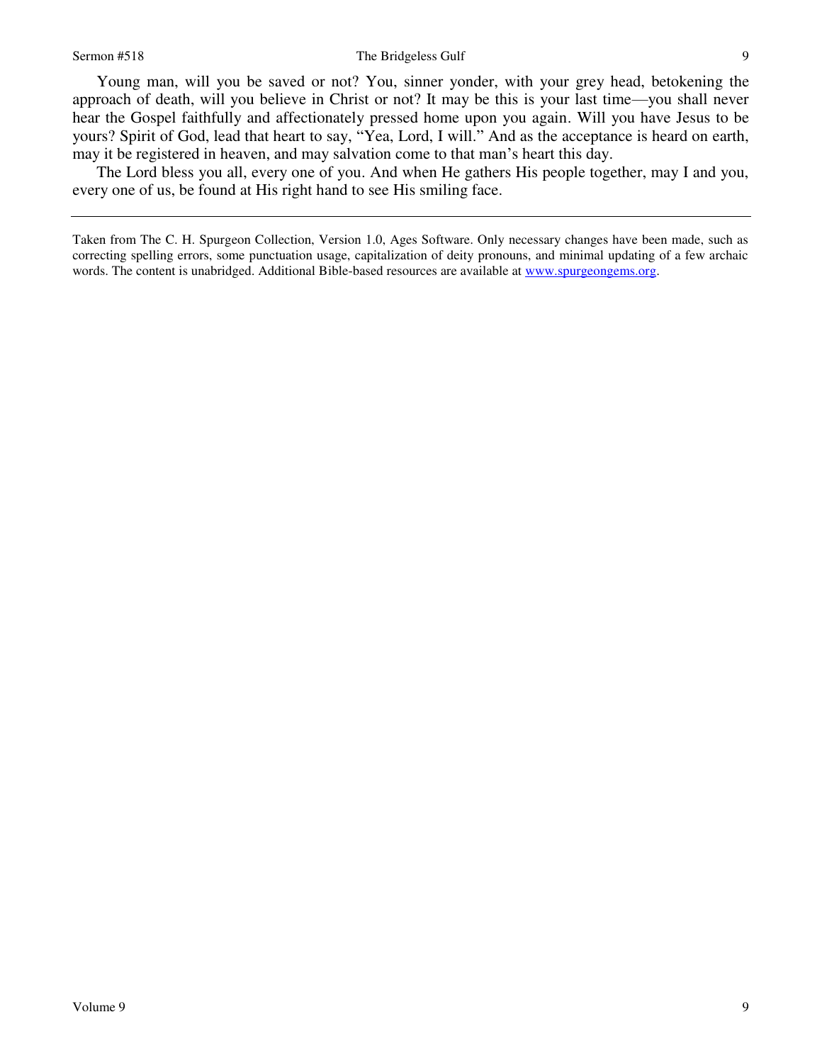Young man, will you be saved or not? You, sinner yonder, with your grey head, betokening the approach of death, will you believe in Christ or not? It may be this is your last time—you shall never hear the Gospel faithfully and affectionately pressed home upon you again. Will you have Jesus to be yours? Spirit of God, lead that heart to say, "Yea, Lord, I will." And as the acceptance is heard on earth, may it be registered in heaven, and may salvation come to that man's heart this day.

The Lord bless you all, every one of you. And when He gathers His people together, may I and you, every one of us, be found at His right hand to see His smiling face.

---

Taken from The C. H. Spurgeon Collection, Version 1.0, Ages Software. Only necessary changes have been made, such as correcting spelling errors, some punctuation usage, capitalization of deity pronouns, and minimal updating of a few archaic words. The content is unabridged. Additional Bible-based resources are available at www.spurgeongems.org.